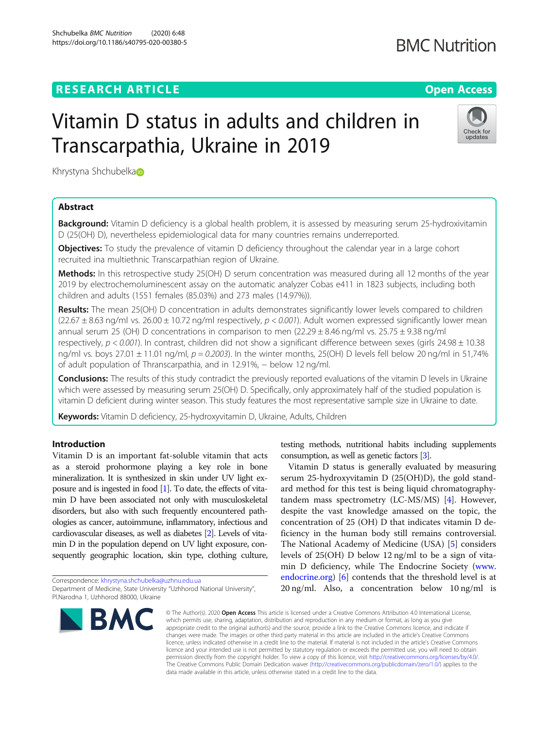# Vitamin D status in adults and children in Transcarpathia, Ukraine in 2019

Khrystyna Shchubelka

## Abstract

**Background:** Vitamin D deficiency is a global health problem, it is assessed by measuring serum 25-hydroxivitamin D (25(OH) D), nevertheless epidemiological data for many countries remains underreported.

**Objectives:** To study the prevalence of vitamin D deficiency throughout the calendar year in a large cohort recruited ina multiethnic Transcarpathian region of Ukraine.

**Methods:** In this retrospective study 25(OH) D serum concentration was measured during all 12 months of the year 2019 by electrochemoluminescent assay on the automatic analyzer Cobas e411 in 1823 subjects, including both children and adults (1551 females (85.03%) and 273 males (14.97%)).

**Results:** The mean 25(OH) D concentration in adults demonstrates significantly lower levels compared to children (22.67 ± 8.63 ng/ml vs. 26.00 ± 10.72 ng/ml respectively, $p < 0.001$). Adult women expressed significantly lower mean annual serum 25 (OH) D concentrations in comparison to men (22.29 ± 8.46 ng/ml vs. 25.75 ± 9.38 ng/ml respectively, $p < 0.001$). In contrast, children did not show a significant difference between sexes (girls 24.98 ± 10.38 ng/ml vs. boys 27.01 ± 11.01 ng/ml, $p = 0.2003$). In the winter months, 25(OH) D levels fell below 20 ng/ml in 51,74% of adult population of Thranscarpathia, and in 12.91%, – below 12 ng/ml.

**Conclusions:** The results of this study contradict the previously reported evaluations of the vitamin D levels in Ukraine which were assessed by measuring serum 25(OH) D. Specifically, only approximately half of the studied population is vitamin D deficient during winter season. This study features the most representative sample size in Ukraine to date.

**Keywords:** Vitamin D deficiency, 25-hydroxyvitamin D, Ukraine, Adults, Children

## Introduction

Vitamin D is an important fat-soluble vitamin that acts as a steroid prohormone playing a key role in bone mineralization. It is synthesized in skin under UV light exposure and is ingested in food [1]. To date, the effects of vitamin D have been associated not only with musculoskeletal disorders, but also with such frequently encountered pathologies as cancer, autoimmune, inflammatory, infectious and cardiovascular diseases, as well as diabetes [2]. Levels of vitamin D in the population depend on UV light exposure, consequently geographic location, skin type, clothing culture, testing methods, nutritional habits including supplements consumption, as well as genetic factors [3].

Vitamin D status is generally evaluated by measuring serum 25-hydroxyvitamin D (25(OH)D), the gold standard method for this test is being liquid chromatography-tandem mass spectrometry (LC-MS/MS) [4]. However, despite the vast knowledge amassed on the topic, the concentration of 25 (OH) D that indicates vitamin D deficiency in the human body still remains controversial. The National Academy of Medicine (USA) [5] considers levels of 25(OH) D below 12 ng/ml to be a sign of vitamin D deficiency, while The Endocrine Society (www.endocrine.org) [6] contends that the threshold level is at 20 ng/ml. Also, a concentration below 10 ng/ml is

Correspondence: khrystyna.shchubelka@uzhnu.edu.ua
Department of Medicine, State University "Uzhhorod National University", Pl.Narodna 1, Uzhhorod 88000, Ukraine

© The Author(s). 2020 **Open Access** This article is licensed under a Creative Commons Attribution 4.0 International License, which permits use, sharing, adaptation, distribution and reproduction in any medium or format, as long as you give appropriate credit to the original author(s) and the source, provide a link to the Creative Commons licence, and indicate if changes were made. The images or other third party material in this article are included in the article's Creative Commons licence, unless indicated otherwise in a credit line to the material. If material is not included in the article's Creative Commons licence and your intended use is not permitted by statutory regulation or exceeds the permitted use, you will need to obtain permission directly from the copyright holder. To view a copy of this licence, visit http://creativecommons.org/licenses/by/4.0/. The Creative Commons Public Domain Dedication waiver (http://creativecommons.org/publicdomain/zero/1.0/) applies to the data made available in this article, unless otherwise stated in a credit line to the data.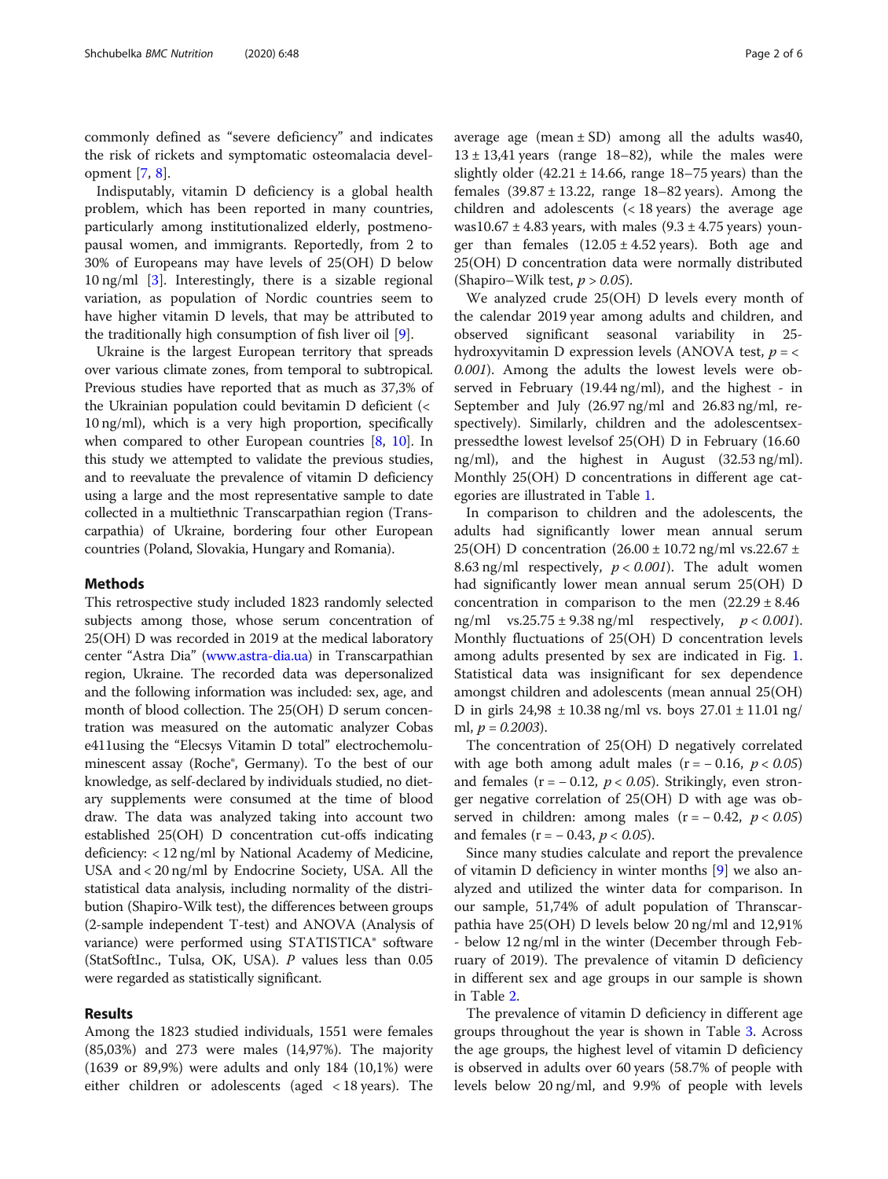commonly defined as "severe deficiency" and indicates the risk of rickets and symptomatic osteomalacia development [7, 8].

Indisputably, vitamin D deficiency is a global health problem, which has been reported in many countries, particularly among institutionalized elderly, postmenopausal women, and immigrants. Reportedly, from 2 to 30% of Europeans may have levels of 25(OH) D below 10 ng/ml [3]. Interestingly, there is a sizable regional variation, as population of Nordic countries seem to have higher vitamin D levels, that may be attributed to the traditionally high consumption of fish liver oil [9].

Ukraine is the largest European territory that spreads over various climate zones, from temporal to subtropical. Previous studies have reported that as much as 37,3% of the Ukrainian population could bevitamin D deficient (< 10 ng/ml), which is a very high proportion, specifically when compared to other European countries [8, 10]. In this study we attempted to validate the previous studies, and to reevaluate the prevalence of vitamin D deficiency using a large and the most representative sample to date collected in a multiethnic Transcarpathian region (Transcarpathia) of Ukraine, bordering four other European countries (Poland, Slovakia, Hungary and Romania).

## Methods

This retrospective study included 1823 randomly selected subjects among those, whose serum concentration of 25(OH) D was recorded in 2019 at the medical laboratory center "Astra Dia" (www.astra-dia.ua) in Transcarpathian region, Ukraine. The recorded data was depersonalized and the following information was included: sex, age, and month of blood collection. The 25(OH) D serum concentration was measured on the automatic analyzer Cobas e411using the "Elecsys Vitamin D total" electrochemoluminescent assay (Roche®, Germany). To the best of our knowledge, as self-declared by individuals studied, no dietary supplements were consumed at the time of blood draw. The data was analyzed taking into account two established 25(OH) D concentration cut-offs indicating deficiency: < 12 ng/ml by National Academy of Medicine, USA and < 20 ng/ml by Endocrine Society, USA. All the statistical data analysis, including normality of the distribution (Shapiro-Wilk test), the differences between groups (2-sample independent T-test) and ANOVA (Analysis of variance) were performed using STATISTICA® software (StatSoftInc., Tulsa, OK, USA). *P* values less than 0.05 were regarded as statistically significant.

## Results

Among the 1823 studied individuals, 1551 were females (85,03%) and 273 were males (14,97%). The majority (1639 or 89,9%) were adults and only 184 (10,1%) were either children or adolescents (aged < 18 years). The average age (mean ± SD) among all the adults was40, 13 ± 13,41 years (range 18–82), while the males were slightly older (42.21 ± 14.66, range 18–75 years) than the females (39.87 ± 13.22, range 18–82 years). Among the children and adolescents (< 18 years) the average age was10.67 ± 4.83 years, with males (9.3 ± 4.75 years) younger than females (12.05 ± 4.52 years). Both age and 25(OH) D concentration data were normally distributed (Shapiro–Wilk test, $p > 0.05$).

We analyzed crude 25(OH) D levels every month of the calendar 2019 year among adults and children, and observed significant seasonal variability in 25-hydroxyvitamin D expression levels (ANOVA test, $p =< 0.001$). Among the adults the lowest levels were observed in February (19.44 ng/ml), and the highest - in September and July (26.97 ng/ml and 26.83 ng/ml, respectively). Similarly, children and the adolescentsexpressedthe lowest levelsof 25(OH) D in February (16.60 ng/ml), and the highest in August (32.53 ng/ml). Monthly 25(OH) D concentrations in different age categories are illustrated in Table 1.

In comparison to children and the adolescents, the adults had significantly lower mean annual serum 25(OH) D concentration (26.00 ± 10.72 ng/ml vs.22.67 ± 8.63 ng/ml respectively, $p < 0.001$). The adult women had significantly lower mean annual serum 25(OH) D concentration in comparison to the men (22.29 ± 8.46 ng/ml vs.25.75 ± 9.38 ng/ml respectively, $p < 0.001$). Monthly fluctuations of 25(OH) D concentration levels among adults presented by sex are indicated in Fig. 1. Statistical data was insignificant for sex dependence amongst children and adolescents (mean annual 25(OH) D in girls 24,98 ± 10.38 ng/ml vs. boys 27.01 ± 11.01 ng/ml, $p = 0.2003$).

The concentration of 25(OH) D negatively correlated with age both among adult males ($r = -0.16$, $p < 0.05$) and females ($r = -0.12$, $p < 0.05$). Strikingly, even stronger negative correlation of 25(OH) D with age was observed in children: among males ($r = -0.42$, $p < 0.05$) and females ($r = -0.43$, $p < 0.05$).

Since many studies calculate and report the prevalence of vitamin D deficiency in winter months [9] we also analyzed and utilized the winter data for comparison. In our sample, 51,74% of adult population of Transcarpathia have 25(OH) D levels below 20 ng/ml and 12,91% - below 12 ng/ml in the winter (December through February of 2019). The prevalence of vitamin D deficiency in different sex and age groups in our sample is shown in Table 2.

The prevalence of vitamin D deficiency in different age groups throughout the year is shown in Table 3. Across the age groups, the highest level of vitamin D deficiency is observed in adults over 60 years (58.7% of people with levels below 20 ng/ml, and 9.9% of people with levels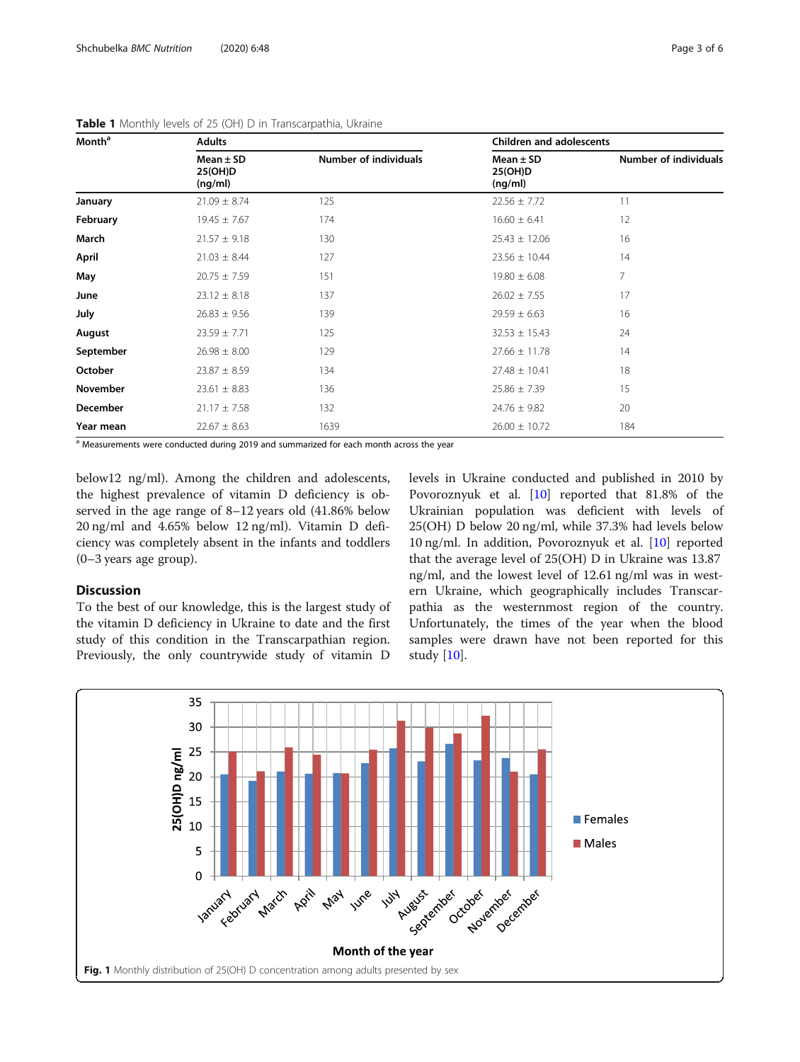**Table 1** Monthly levels of 25 (OH) D in Transcarpathia, Ukraine

| Month[a] | Adults | | Children and adolescents | |
|---|---|---|---|---|
| | Mean ± SD 25(OH)D (ng/ml) | Number of individuals | Mean ± SD 25(OH)D (ng/ml) | Number of individuals |
| **January** | 21.09 ± 8.74 | 125 | 22.56 ± 7.72 | 11 |
| **February** | 19.45 ± 7.67 | 174 | 16.60 ± 6.41 | 12 |
| **March** | 21.57 ± 9.18 | 130 | 25.43 ± 12.06 | 16 |
| **April** | 21.03 ± 8.44 | 127 | 23.56 ± 10.44 | 14 |
| **May** | 20.75 ± 7.59 | 151 | 19.80 ± 6.08 | 7 |
| **June** | 23.12 ± 8.18 | 137 | 26.02 ± 7.55 | 17 |
| **July** | 26.83 ± 9.56 | 139 | 29.59 ± 6.63 | 16 |
| **August** | 23.59 ± 7.71 | 125 | 32.53 ± 15.43 | 24 |
| **September** | 26.98 ± 8.00 | 129 | 27.66 ± 11.78 | 14 |
| **October** | 23.87 ± 8.59 | 134 | 27.48 ± 10.41 | 18 |
| **November** | 23.61 ± 8.83 | 136 | 25.86 ± 7.39 | 15 |
| **December** | 21.17 ± 7.58 | 132 | 24.76 ± 9.82 | 20 |
| **Year mean** | 22.67 ± 8.63 | 1639 | 26.00 ± 10.72 | 184 |

[a] Measurements were conducted during 2019 and summarized for each month across the year

below12 ng/ml). Among the children and adolescents, the highest prevalence of vitamin D deficiency is observed in the age range of 8–12 years old (41.86% below 20 ng/ml and 4.65% below 12 ng/ml). Vitamin D deficiency was completely absent in the infants and toddlers (0–3 years age group).

## Discussion

To the best of our knowledge, this is the largest study of the vitamin D deficiency in Ukraine to date and the first study of this condition in the Transcarpathian region. Previously, the only countrywide study of vitamin D levels in Ukraine conducted and published in 2010 by Povoroznyuk et al. [10] reported that 81.8% of the Ukrainian population was deficient with levels of 25(OH) D below 20 ng/ml, while 37.3% had levels below 10 ng/ml. In addition, Povoroznyuk et al. [10] reported that the average level of 25(OH) D in Ukraine was 13.87 ng/ml, and the lowest level of 12.61 ng/ml was in western Ukraine, which geographically includes Transcarpathia as the westernmost region of the country. Unfortunately, the times of the year when the blood samples were drawn have not been reported for this study [10].

**Fig. 1** Monthly distribution of 25(OH) D concentration among adults presented by sex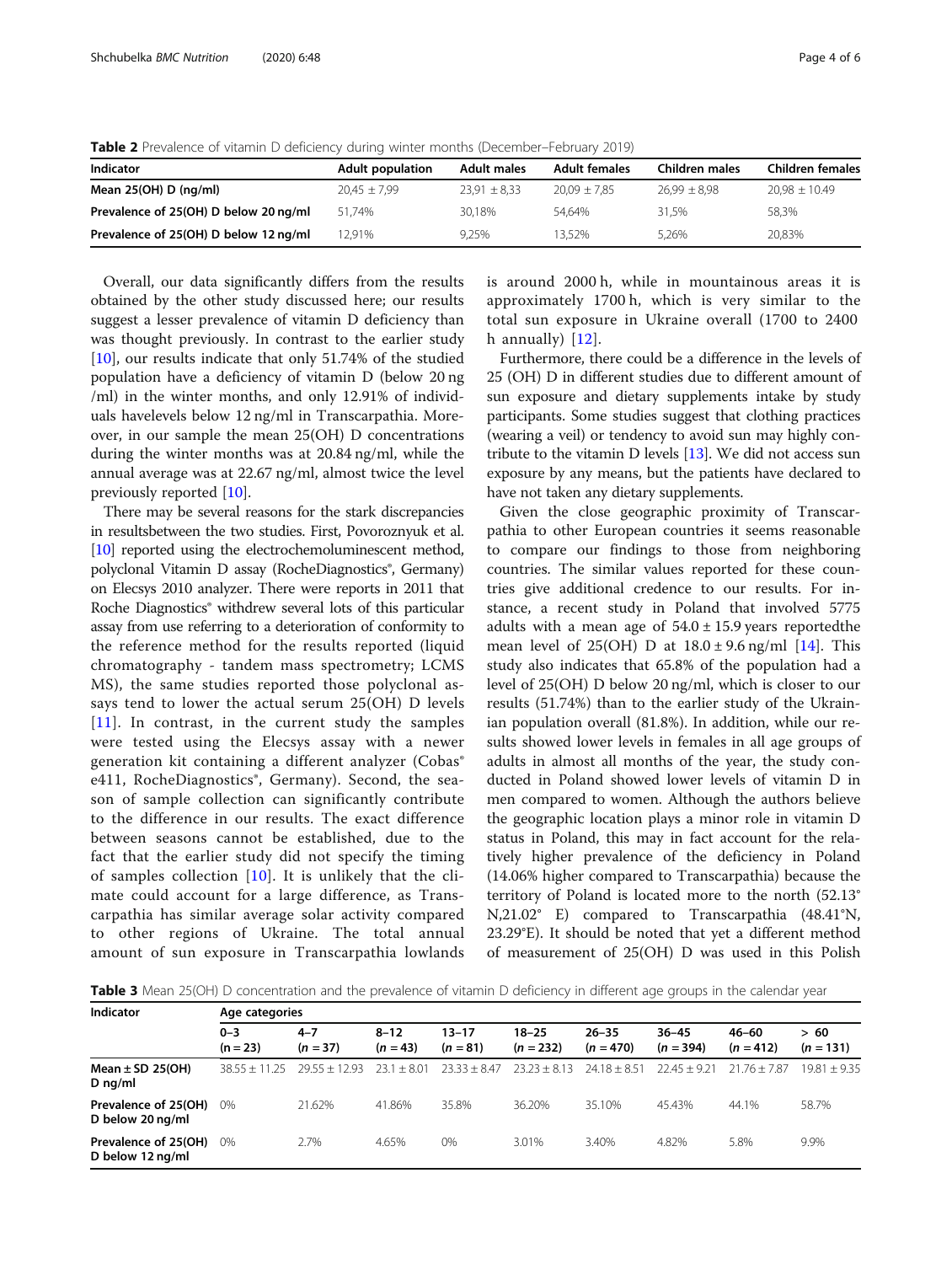**Table 2** Prevalence of vitamin D deficiency during winter months (December–February 2019)

| Indicator | Adult population | Adult males | Adult females | Children males | Children females |
|---|---|---|---|---|---|
| **Mean 25(OH) D (ng/ml)** | 20,45 ± 7,99 | 23,91 ± 8,33 | 20,09 ± 7,85 | 26,99 ± 8,98 | 20,98 ± 10.49 |
| **Prevalence of 25(OH) D below 20 ng/ml** | 51,74% | 30,18% | 54,64% | 31,5% | 58,3% |
| **Prevalence of 25(OH) D below 12 ng/ml** | 12,91% | 9,25% | 13,52% | 5,26% | 20,83% |

Overall, our data significantly differs from the results obtained by the other study discussed here; our results suggest a lesser prevalence of vitamin D deficiency than was thought previously. In contrast to the earlier study [10], our results indicate that only 51.74% of the studied population have a deficiency of vitamin D (below 20 ng /ml) in the winter months, and only 12.91% of individuals havelevels below 12 ng/ml in Transcarpathia. Moreover, in our sample the mean 25(OH) D concentrations during the winter months was at 20.84 ng/ml, while the annual average was at 22.67 ng/ml, almost twice the level previously reported [10].

There may be several reasons for the stark discrepancies in resultsbetween the two studies. First, Povoroznyuk et al. [10] reported using the electrochemoluminescent method, polyclonal Vitamin D assay (RocheDiagnostics®, Germany) on Elecsys 2010 analyzer. There were reports in 2011 that Roche Diagnostics® withdrew several lots of this particular assay from use referring to a deterioration of conformity to the reference method for the results reported (liquid chromatography - tandem mass spectrometry; LCMS MS), the same studies reported those polyclonal assays tend to lower the actual serum 25(OH) D levels [11]. In contrast, in the current study the samples were tested using the Elecsys assay with a newer generation kit containing a different analyzer (Cobas® e411, RocheDiagnostics®, Germany). Second, the season of sample collection can significantly contribute to the difference in our results. The exact difference between seasons cannot be established, due to the fact that the earlier study did not specify the timing of samples collection [10]. It is unlikely that the climate could account for a large difference, as Transcarpathia has similar average solar activity compared to other regions of Ukraine. The total annual amount of sun exposure in Transcarpathia lowlands is around 2000 h, while in mountainous areas it is approximately 1700 h, which is very similar to the total sun exposure in Ukraine overall (1700 to 2400 h annually) [12].

Furthermore, there could be a difference in the levels of 25 (OH) D in different studies due to different amount of sun exposure and dietary supplements intake by study participants. Some studies suggest that clothing practices (wearing a veil) or tendency to avoid sun may highly contribute to the vitamin D levels [13]. We did not access sun exposure by any means, but the patients have declared to have not taken any dietary supplements.

Given the close geographic proximity of Transcarpathia to other European countries it seems reasonable to compare our findings to those from neighboring countries. The similar values reported for these countries give additional credence to our results. For instance, a recent study in Poland that involved 5775 adults with a mean age of 54.0 ± 15.9 years reportedthe mean level of 25(OH) D at 18.0 ± 9.6 ng/ml [14]. This study also indicates that 65.8% of the population had a level of 25(OH) D below 20 ng/ml, which is closer to our results (51.74%) than to the earlier study of the Ukrainian population overall (81.8%). In addition, while our results showed lower levels in females in all age groups of adults in almost all months of the year, the study conducted in Poland showed lower levels of vitamin D in men compared to women. Although the authors believe the geographic location plays a minor role in vitamin D status in Poland, this may in fact account for the relatively higher prevalence of the deficiency in Poland (14.06% higher compared to Transcarpathia) because the territory of Poland is located more to the north (52.13° N,21.02° E) compared to Transcarpathia (48.41°N, 23.29°E). It should be noted that yet a different method of measurement of 25(OH) D was used in this Polish

**Table 3** Mean 25(OH) D concentration and the prevalence of vitamin D deficiency in different age groups in the calendar year

| Indicator | Age categories | | | | | | | | |
|---|---|---|---|---|---|---|---|---|---|
| | 0–3 (n = 23) | 4–7 (*n* = 37) | 8–12 (*n* = 43) | 13–17 (*n* = 81) | 18–25 (*n* = 232) | 26–35 (*n* = 470) | 36–45 (*n* = 394) | 46–60 (*n* = 412) | > 60 (*n* = 131) |
| **Mean ± SD 25(OH) D ng/ml** | 38.55 ± 11.25 | 29.55 ± 12.93 | 23.1 ± 8.01 | 23.33 ± 8.47 | 23.23 ± 8.13 | 24.18 ± 8.51 | 22.45 ± 9.21 | 21.76 ± 7.87 | 19.81 ± 9.35 |
| **Prevalence of 25(OH) D below 20 ng/ml** | 0% | 21.62% | 41.86% | 35.8% | 36.20% | 35.10% | 45.43% | 44.1% | 58.7% |
| **Prevalence of 25(OH) D below 12 ng/ml** | 0% | 2.7% | 4.65% | 0% | 3.01% | 3.40% | 4.82% | 5.8% | 9.9% |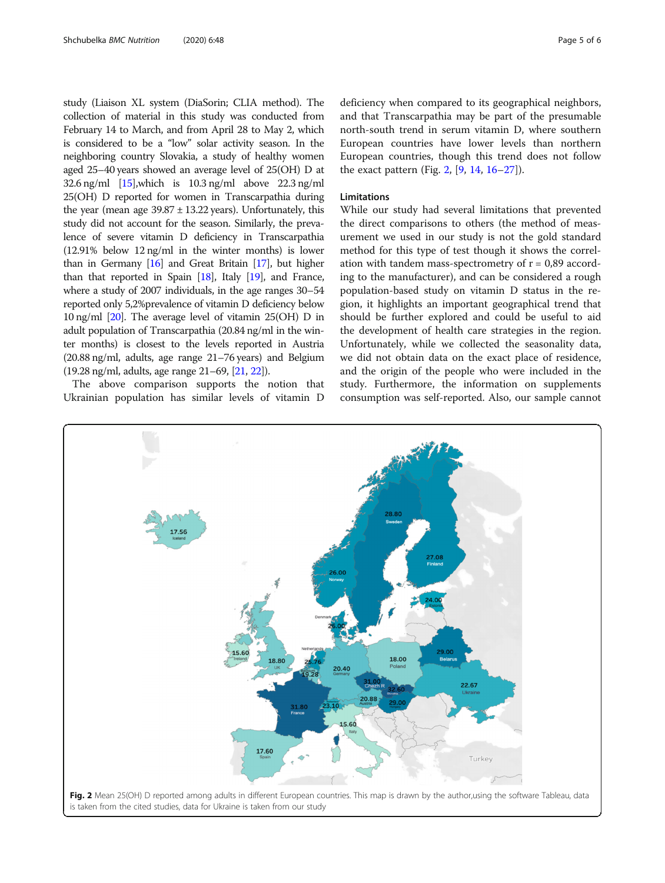study (Liaison XL system (DiaSorin; CLIA method). The collection of material in this study was conducted from February 14 to March, and from April 28 to May 2, which is considered to be a "low" solar activity season. In the neighboring country Slovakia, a study of healthy women aged 25–40 years showed an average level of 25(OH) D at 32.6 ng/ml [15],which is 10.3 ng/ml above 22.3 ng/ml 25(OH) D reported for women in Transcarpathia during the year (mean age 39.87 ± 13.22 years). Unfortunately, this study did not account for the season. Similarly, the prevalence of severe vitamin D deficiency in Transcarpathia (12.91% below 12 ng/ml in the winter months) is lower than in Germany [16] and Great Britain [17], but higher than that reported in Spain [18], Italy [19], and France, where a study of 2007 individuals, in the age ranges 30–54 reported only 5,2%prevalence of vitamin D deficiency below 10 ng/ml [20]. The average level of vitamin 25(OH) D in adult population of Transcarpathia (20.84 ng/ml in the winter months) is closest to the levels reported in Austria (20.88 ng/ml, adults, age range 21–76 years) and Belgium (19.28 ng/ml, adults, age range 21–69, [21, 22]).

The above comparison supports the notion that Ukrainian population has similar levels of vitamin D deficiency when compared to its geographical neighbors, and that Transcarpathia may be part of the presumable north-south trend in serum vitamin D, where southern European countries have lower levels than northern European countries, though this trend does not follow the exact pattern (Fig. 2, [9, 14, 16–27]).

## Limitations

While our study had several limitations that prevented the direct comparisons to others (the method of measurement we used in our study is not the gold standard method for this type of test though it shows the correlation with tandem mass-spectrometry of r = 0,89 according to the manufacturer), and can be considered a rough population-based study on vitamin D status in the region, it highlights an important geographical trend that should be further explored and could be useful to aid the development of health care strategies in the region. Unfortunately, while we collected the seasonality data, we did not obtain data on the exact place of residence, and the origin of the people who were included in the study. Furthermore, the information on supplements consumption was self-reported. Also, our sample cannot

**Fig. 2** Mean 25(OH) D reported among adults in different European countries. This map is drawn by the author,using the software Tableau, data is taken from the cited studies, data for Ukraine is taken from our study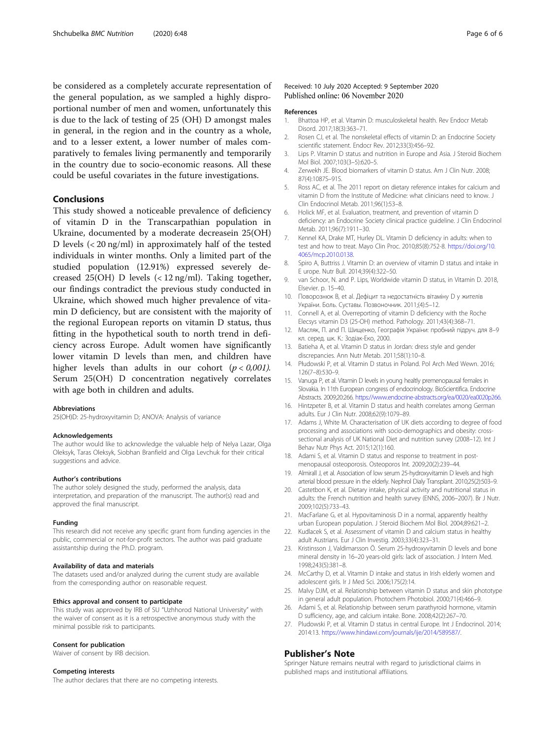be considered as a completely accurate representation of the general population, as we sampled a highly disproportional number of men and women, unfortunately this is due to the lack of testing of 25 (OH) D amongst males in general, in the region and in the country as a whole, and to a lesser extent, a lower number of males comparatively to females living permanently and temporarily in the country due to socio-economic reasons. All these could be useful covariates in the future investigations.

## Conclusions

This study showed a noticeable prevalence of deficiency of vitamin D in the Transcarpathian population in Ukraine, documented by a moderate decreasein 25(OH) D levels (< 20 ng/ml) in approximately half of the tested individuals in winter months. Only a limited part of the studied population (12.91%) expressed severely decreased 25(OH) D levels (< 12 ng/ml). Taking together, our findings contradict the previous study conducted in Ukraine, which showed much higher prevalence of vitamin D deficiency, but are consistent with the majority of the regional European reports on vitamin D3 status, thus fitting in the hypothetical south to north trend in deficiency across Europe. Adult women have significantly lower vitamin D levels than men, and children have higher levels than adults in our cohort ($p < 0{,}001$). Serum 25(OH) D concentration negatively correlates with age both in children and adults.

#### Abbreviations

25(OH)D: 25-hydroxyvitamin D; ANOVA: Analysis of variance

#### Acknowledgements

The author would like to acknowledge the valuable help of Nelya Lazar, Olga Oleksyk, Taras Oleksyk, Siobhan Branfield and Olga Levchuk for their critical suggestions and advice.

#### Author's contributions

The author solely designed the study, performed the analysis, data interpretation, and preparation of the manuscript. The author(s) read and approved the final manuscript.

#### Funding

This research did not receive any specific grant from funding agencies in the public, commercial or not-for-profit sectors. The author was paid graduate assistantship during the Ph.D. program.

#### Availability of data and materials

The datasets used and/or analyzed during the current study are available from the corresponding author on reasonable request.

#### Ethics approval and consent to participate

This study was approved by IRB of SU "Uzhhorod National University" with the waiver of consent as it is a retrospective anonymous study with the minimal possible risk to participants.

#### Consent for publication

Waiver of consent by IRB decision.

#### Competing interests

The author declares that there are no competing interests.

Received: 10 July 2020 Accepted: 9 September 2020
Published online: 06 November 2020

#### References

1. Bhattoa HP, et al. Vitamin D: musculoskeletal health. Rev Endocr Metab Disord. 2017;18(3):363–71.
2. Rosen CJ, et al. The nonskeletal effects of vitamin D: an Endocrine Society scientific statement. Endocr Rev. 2012;33(3):456–92.
3. Lips P. Vitamin D status and nutrition in Europe and Asia. J Steroid Biochem Mol Biol. 2007;103(3–5):620–5.
4. Zerwekh JE. Blood biomarkers of vitamin D status. Am J Clin Nutr. 2008; 87(4):1087S–91S.
5. Ross AC, et al. The 2011 report on dietary reference intakes for calcium and vitamin D from the Institute of Medicine: what clinicians need to know. J Clin Endocrinol Metab. 2011;96(1):53–8.
6. Holick MF, et al. Evaluation, treatment, and prevention of vitamin D deficiency: an Endocrine Society clinical practice guideline. J Clin Endocrinol Metab. 2011;96(7):1911–30.
7. Kennel KA, Drake MT, Hurley DL. Vitamin D deficiency in adults: when to test and how to treat. Mayo Clin Proc. 2010;85(8):752-8. https://doi.org/10.4065/mcp.2010.0138.
8. Spiro A, Buttriss J. Vitamin D: an overview of vitamin D status and intake in E urope. Nutr Bull. 2014;39(4):322–50.
9. van Schoor, N. and P. Lips, Worldwide vitamin D status, in Vitamin D. 2018, Elsevier. p. 15–40.
10. Поворознюк В, et al. Дефіцит та недостатність вітаміну D у жителів України. Боль. Суставы. Позвоночник. 2011;(4):5–12.
11. Connell A, et al. Overreporting of vitamin D deficiency with the Roche Elecsys vitamin D3 (25-OH) method. Pathology. 2011;43(4):368–71.
12. Масляк, П. and П. Шищенко, Географія України: пробний підруч. для 8–9 кл. серед. шк. К.: Зодіак-Еко, 2000.
13. Batieha A, et al. Vitamin D status in Jordan: dress style and gender discrepancies. Ann Nutr Metab. 2011;58(1):10–8.
14. Pludowski P, et al. Vitamin D status in Poland. Pol Arch Med Wewn. 2016; 126(7–8):530–9.
15. Vanuga P, et al. Vitamin D levels in young healtly premenopausal females in Slovakia. In 11th European congress of endocrinology. BioScientifica. Endocrine Abstracts. 2009;20:266. https://www.endocrine-abstracts.org/ea/0020/ea0020p266.
16. Hintzpeter B, et al. Vitamin D status and health correlates among German adults. Eur J Clin Nutr. 2008;62(9):1079–89.
17. Adams J, White M. Characterisation of UK diets according to degree of food processing and associations with socio-demographics and obesity: cross-sectional analysis of UK National Diet and nutrition survey (2008–12). Int J Behav Nutr Phys Act. 2015;12(1):160.
18. Adami S, et al. Vitamin D status and response to treatment in post-menopausal osteoporosis. Osteoporos Int. 2009;20(2):239–44.
19. Almirall J, et al. Association of low serum 25-hydroxyvitamin D levels and high arterial blood pressure in the elderly. Nephrol Dialy Transplant. 2010;25(2):503–9.
20. Castetbon K, et al. Dietary intake, physical activity and nutritional status in adults: the French nutrition and health survey (ENNS, 2006–2007). Br J Nutr. 2009;102(5):733–43.
21. MacFarlane G, et al. Hypovitaminosis D in a normal, apparently healthy urban European population. J Steroid Biochem Mol Biol. 2004;89:621–2.
22. Kudlacek S, et al. Assessment of vitamin D and calcium status in healthy adult Austrians. Eur J Clin Investig. 2003;33(4):323–31.
23. Kristinsson J, Valdimarsson Ö. Serum 25-hydroxyvitamin D levels and bone mineral density in 16–20 years-old girls: lack of association. J Intern Med. 1998;243(5):381–8.
24. McCarthy D, et al. Vitamin D intake and status in Irish elderly women and adolescent girls. Ir J Med Sci. 2006;175(2):14.
25. Malvy DJM, et al. Relationship between vitamin D status and skin phototype in general adult population. Photochem Photobiol. 2000;71(4):466–9.
26. Adami S, et al. Relationship between serum parathyroid hormone, vitamin D sufficiency, age, and calcium intake. Bone. 2008;42(2):267–70.
27. Pludowski P, et al. Vitamin D status in central Europe. Int J Endocrinol. 2014; 2014:13. https://www.hindawi.com/journals/ije/2014/589587/.

## Publisher's Note

Springer Nature remains neutral with regard to jurisdictional claims in published maps and institutional affiliations.